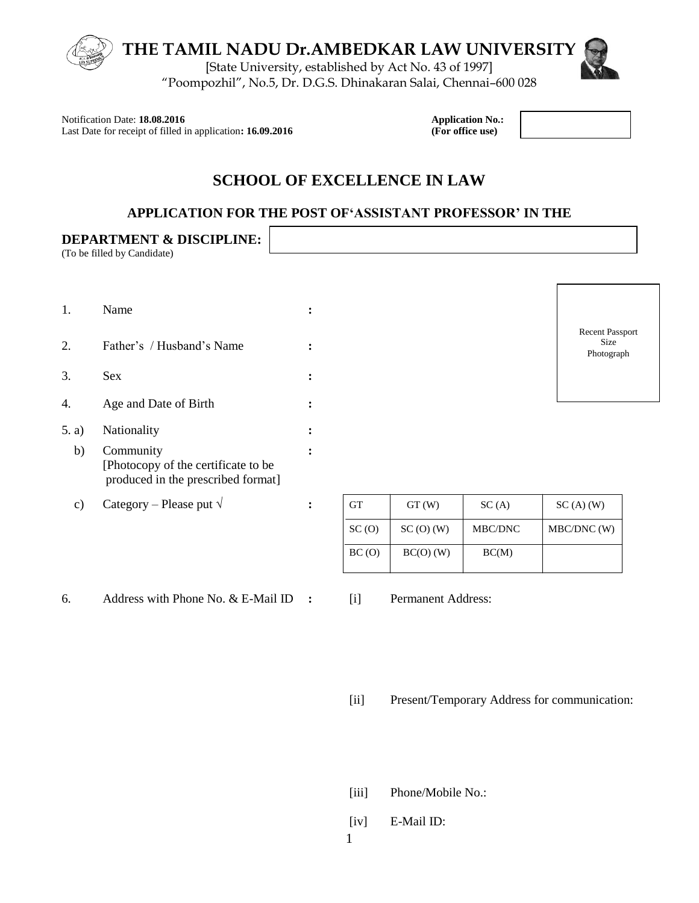# THE TAMIL NADU Dr.AMBEDKAR LAW UNIVERSITY

[State University, established by Act No. 43 of 1997]
"Poompozhil", No.5, Dr. D.G.S. Dhinakaran Salai, Chennai–600 028

Notification Date: **18.08.2016**
Last Date for receipt of filled in application**: 16.09.2016**

**Application No.:**
**(For office use)**

## SCHOOL OF EXCELLENCE IN LAW

### APPLICATION FOR THE POST OF'ASSISTANT PROFESSOR' IN THE

**DEPARTMENT & DISCIPLINE:**
(To be filled by Candidate)

Recent Passport Size Photograph

1. Name :
2. Father's / Husband's Name :
3. Sex :
4. Age and Date of Birth :
5. a) Nationality :
   b) Community :
   [Photocopy of the certificate to be produced in the prescribed format]
   c) Category – Please put √ :

| GT | GT (W) | SC (A) | SC (A) (W) |
|---|---|---|---|
| SC (O) | SC (O) (W) | MBC/DNC | MBC/DNC (W) |
| BC (O) | BC(O) (W) | BC(M) | |

6. Address with Phone No. & E-Mail ID :
   [i] Permanent Address:

   [ii] Present/Temporary Address for communication:

   [iii] Phone/Mobile No.:

   [iv] E-Mail ID: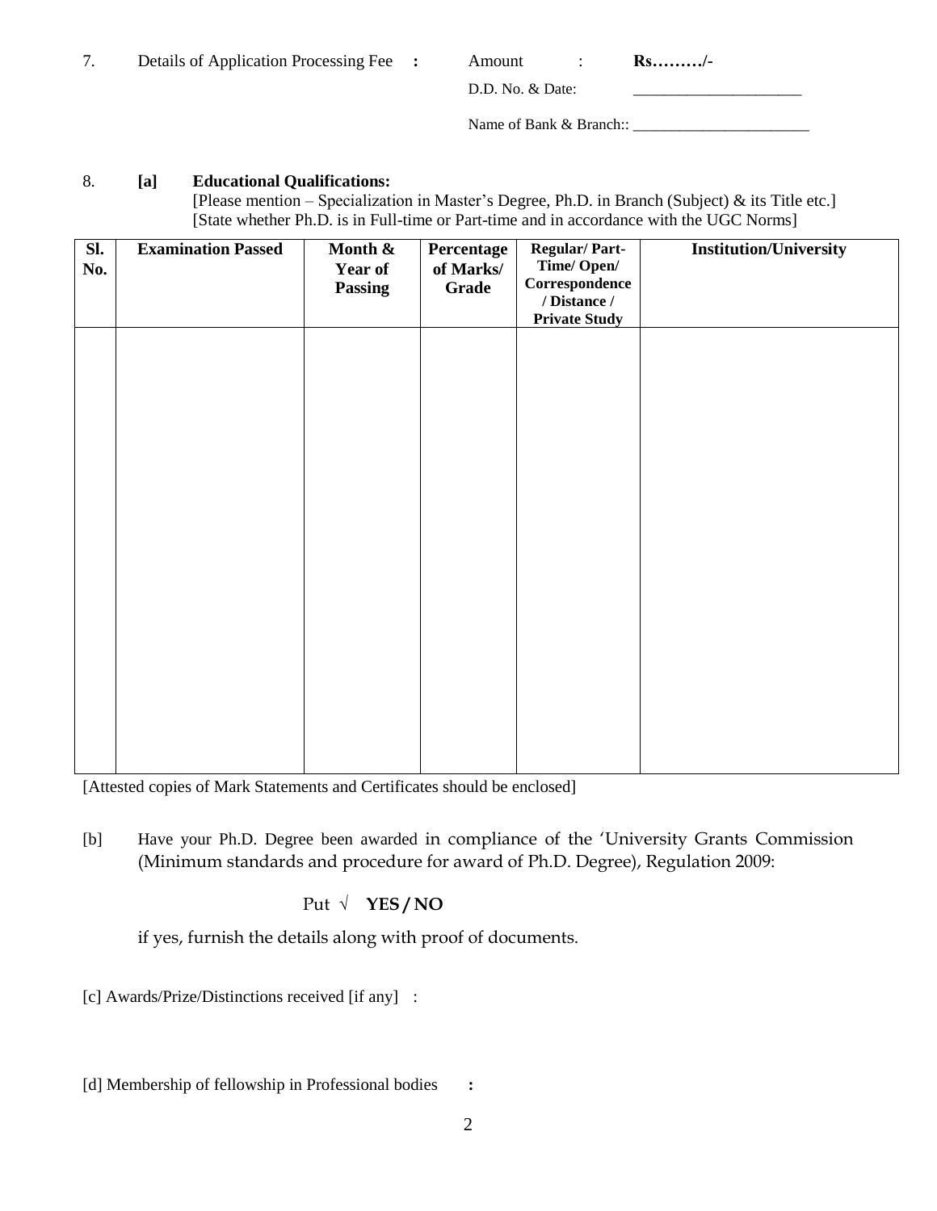7. Details of Application Processing Fee **:** Amount : **Rs………/-**

D.D. No. & Date: _____________________

Name of Bank & Branch:: _______________________

8. **[a] Educational Qualifications:**

[Please mention – Specialization in Master's Degree, Ph.D. in Branch (Subject) & its Title etc.]
[State whether Ph.D. is in Full-time or Part-time and in accordance with the UGC Norms]

| Sl. No. | Examination Passed | Month & Year of Passing | Percentage of Marks/ Grade | Regular/ Part-Time/ Open/ Correspondence / Distance / Private Study | Institution/University |
|---|---|---|---|---|---|
| | | | | | |

[Attested copies of Mark Statements and Certificates should be enclosed]

[b] Have your Ph.D. Degree been awarded in compliance of the 'University Grants Commission (Minimum standards and procedure for award of Ph.D. Degree), Regulation 2009:

Put √ **YES / NO**

if yes, furnish the details along with proof of documents.

[c] Awards/Prize/Distinctions received [if any] :

[d] Membership of fellowship in Professional bodies **:**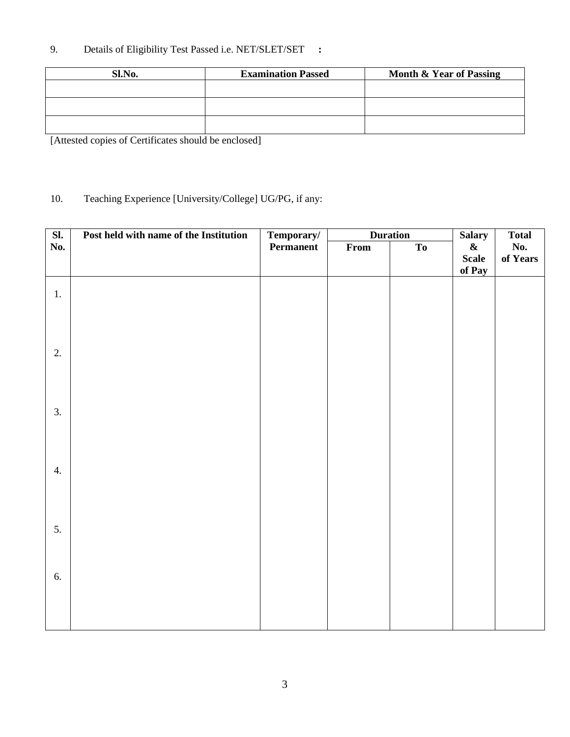9. Details of Eligibility Test Passed i.e. NET/SLET/SET **:**

| Sl.No. | Examination Passed | Month & Year of Passing |
|---|---|---|
| | | |
| | | |
| | | |

[Attested copies of Certificates should be enclosed]

10. Teaching Experience [University/College] UG/PG, if any:

| Sl. No. | Post held with name of the Institution | Temporary/ Permanent | Duration | | Salary & Scale of Pay | Total No. of Years |
|---|---|---|---|---|---|---|
| | | | From | To | | |
| 1. | | | | | | |
| 2. | | | | | | |
| 3. | | | | | | |
| 4. | | | | | | |
| 5. | | | | | | |
| 6. | | | | | | |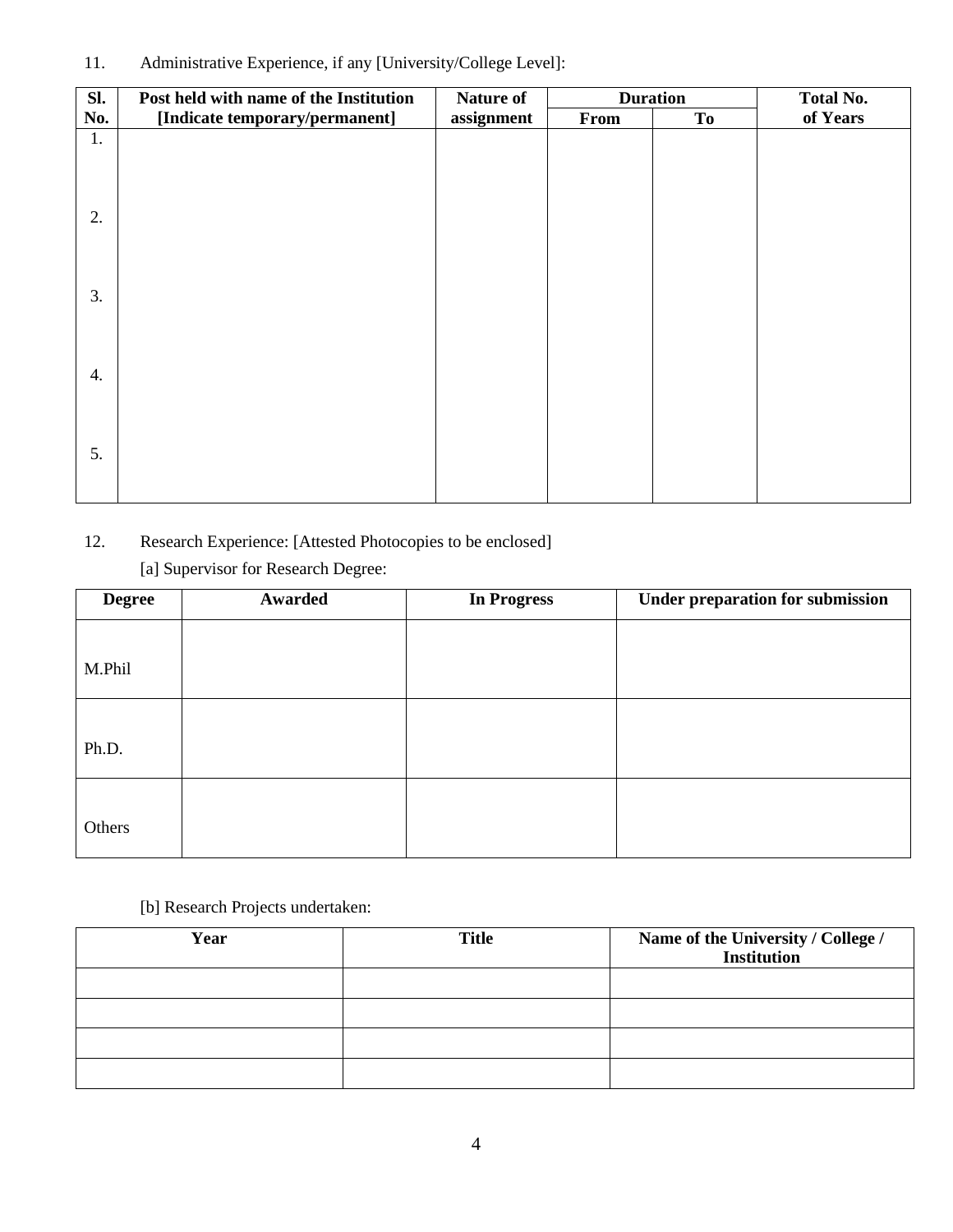11. Administrative Experience, if any [University/College Level]:

| Sl. No. | Post held with name of the Institution [Indicate temporary/permanent] | Nature of assignment | Duration | | Total No. of Years |
|---|---|---|---|---|---|
| | | | From | To | |
| 1. | | | | | |
| 2. | | | | | |
| 3. | | | | | |
| 4. | | | | | |
| 5. | | | | | |

12. Research Experience: [Attested Photocopies to be enclosed]

[a] Supervisor for Research Degree:

| Degree | Awarded | In Progress | Under preparation for submission |
|---|---|---|---|
| M.Phil | | | |
| Ph.D. | | | |
| Others | | | |

[b] Research Projects undertaken:

| Year | Title | Name of the University / College / Institution |
|---|---|---|
| | | |
| | | |
| | | |
| | | |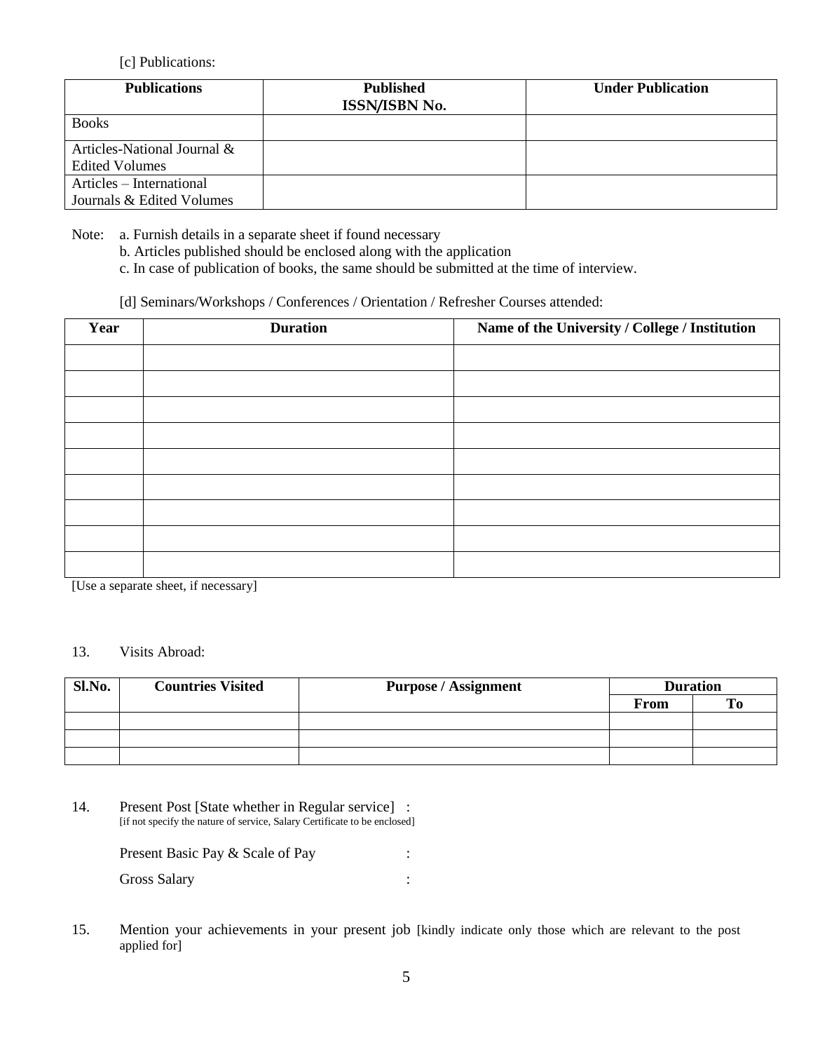[c] Publications:

| Publications | Published ISSN/ISBN No. | Under Publication |
|---|---|---|
| Books | | |
| Articles-National Journal & Edited Volumes | | |
| Articles – International Journals & Edited Volumes | | |

Note:
a. Furnish details in a separate sheet if found necessary
b. Articles published should be enclosed along with the application
c. In case of publication of books, the same should be submitted at the time of interview.

[d] Seminars/Workshops / Conferences / Orientation / Refresher Courses attended:

| Year | Duration | Name of the University / College / Institution |
|---|---|---|
| | | |
| | | |
| | | |
| | | |
| | | |
| | | |
| | | |
| | | |
| | | |

[Use a separate sheet, if necessary]

13. Visits Abroad:

| Sl.No. | Countries Visited | Purpose / Assignment | Duration | |
|---|---|---|---|---|
| | | | From | To |
| | | | | |
| | | | | |
| | | | | |

14. Present Post [State whether in Regular service] :
[if not specify the nature of service, Salary Certificate to be enclosed]

Present Basic Pay & Scale of Pay :

Gross Salary :

15. Mention your achievements in your present job [kindly indicate only those which are relevant to the post applied for]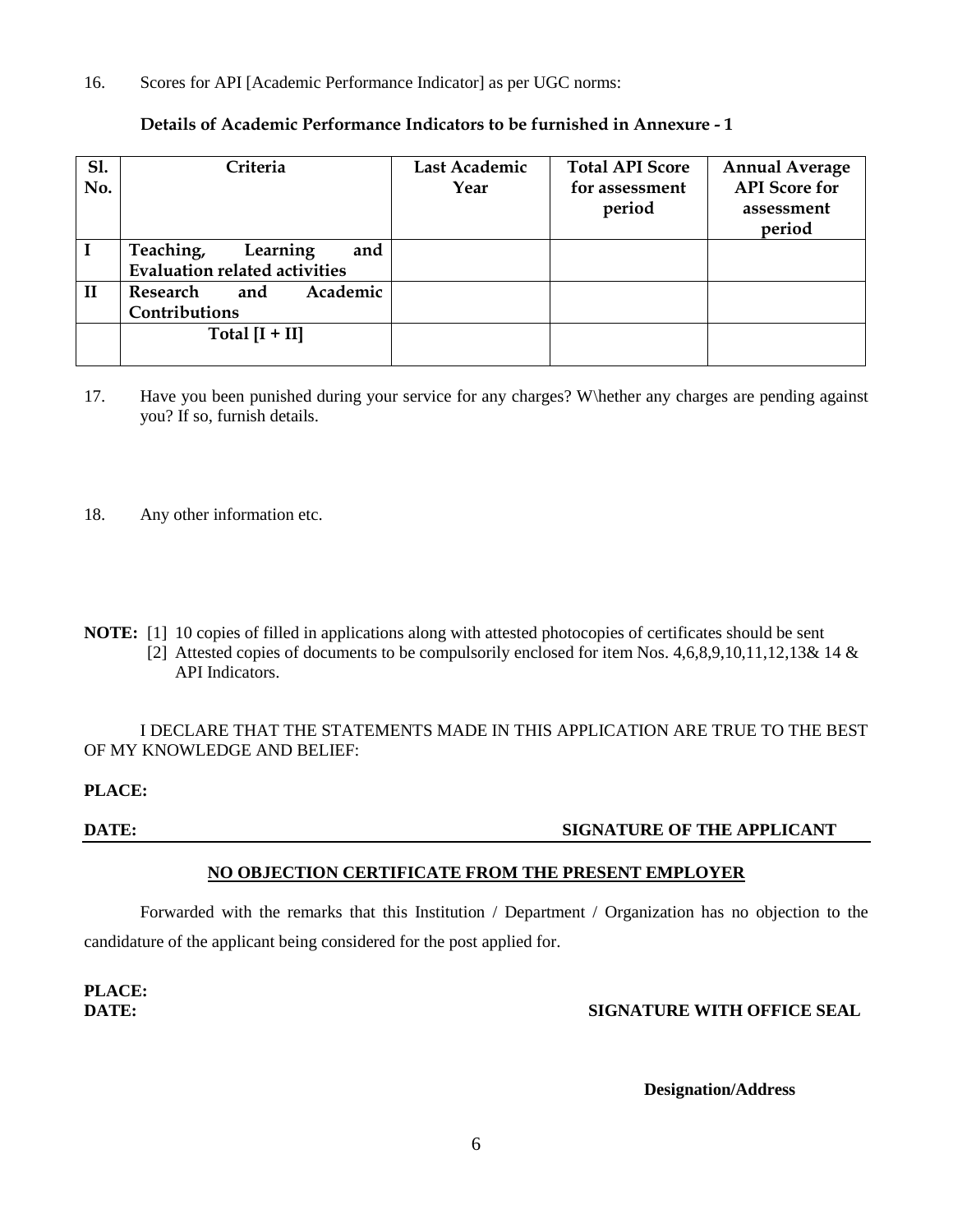16. Scores for API [Academic Performance Indicator] as per UGC norms:

**Details of Academic Performance Indicators to be furnished in Annexure - 1**

| Sl. No. | Criteria | Last Academic Year | Total API Score for assessment period | Annual Average API Score for assessment period |
|---|---|---|---|---|
| I | Teaching, Learning and Evaluation related activities | | | |
| II | Research and Academic Contributions | | | |
| | Total [I + II] | | | |

17. Have you been punished during your service for any charges? W\hether any charges are pending against you? If so, furnish details.

18. Any other information etc.

**NOTE:** [1] 10 copies of filled in applications along with attested photocopies of certificates should be sent
[2] Attested copies of documents to be compulsorily enclosed for item Nos. 4,6,8,9,10,11,12,13& 14 & API Indicators.

I DECLARE THAT THE STATEMENTS MADE IN THIS APPLICATION ARE TRUE TO THE BEST OF MY KNOWLEDGE AND BELIEF:

**PLACE:**

**DATE:** **SIGNATURE OF THE APPLICANT**

**NO OBJECTION CERTIFICATE FROM THE PRESENT EMPLOYER**

Forwarded with the remarks that this Institution / Department / Organization has no objection to the candidature of the applicant being considered for the post applied for.

**PLACE:**
**DATE:** **SIGNATURE WITH OFFICE SEAL**

**Designation/Address**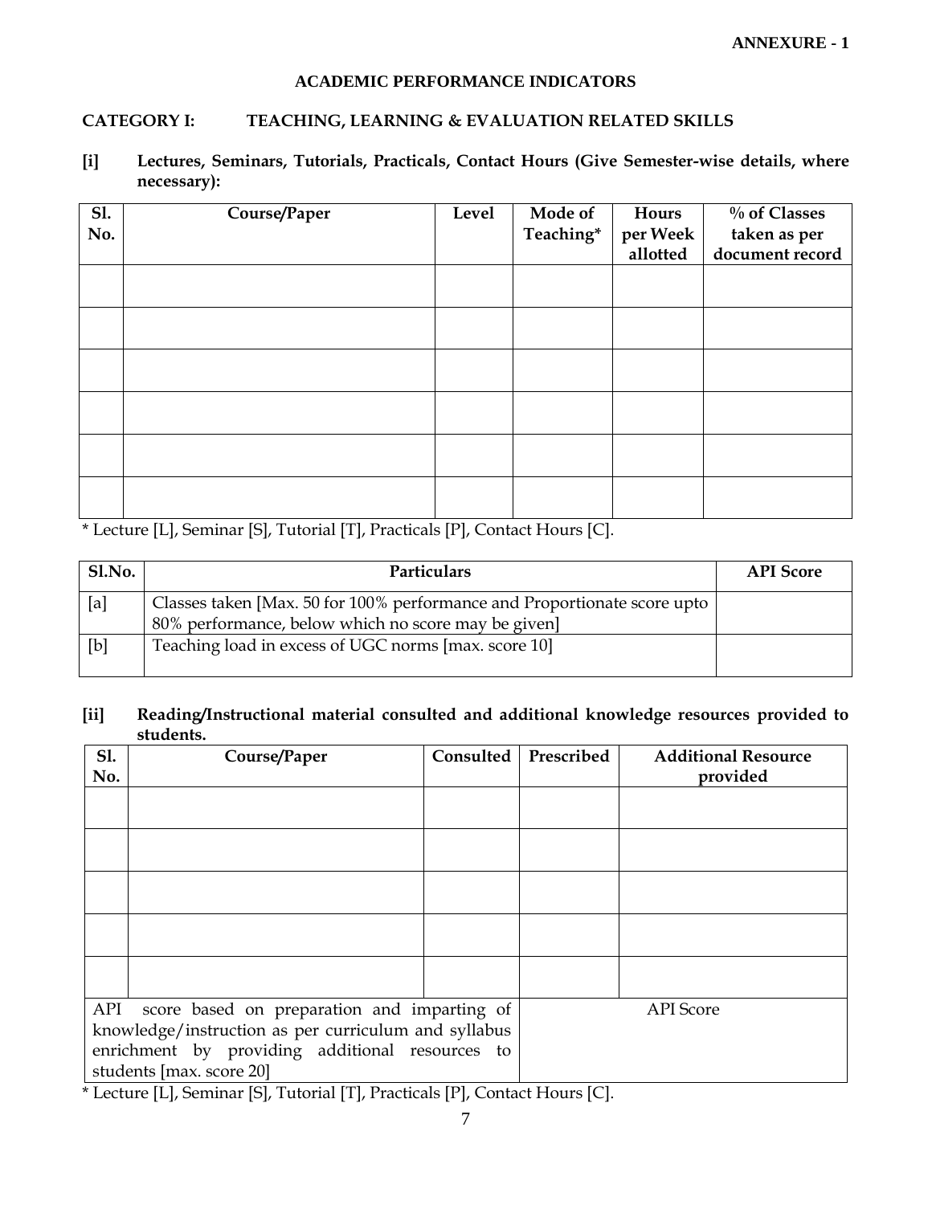**ANNEXURE - 1**

## ACADEMIC PERFORMANCE INDICATORS

### CATEGORY I: TEACHING, LEARNING & EVALUATION RELATED SKILLS

**[i] Lectures, Seminars, Tutorials, Practicals, Contact Hours (Give Semester-wise details, where necessary):**

| Sl. No. | Course/Paper | Level | Mode of Teaching* | Hours per Week allotted | % of Classes taken as per document record |
|---|---|---|---|---|---|
| | | | | | |
| | | | | | |
| | | | | | |
| | | | | | |
| | | | | | |
| | | | | | |

* Lecture [L], Seminar [S], Tutorial [T], Practicals [P], Contact Hours [C].

| Sl.No. | Particulars | API Score |
|---|---|---|
| [a] | Classes taken [Max. 50 for 100% performance and Proportionate score upto 80% performance, below which no score may be given] | |
| [b] | Teaching load in excess of UGC norms [max. score 10] | |

**[ii] Reading/Instructional material consulted and additional knowledge resources provided to students.**

| Sl. No. | Course/Paper | Consulted | Prescribed | Additional Resource provided |
|---|---|---|---|---|
| | | | | |
| | | | | |
| | | | | |
| | | | | |
| | | | | |
| API score based on preparation and imparting of knowledge/instruction as per curriculum and syllabus enrichment by providing additional resources to students [max. score 20] | | | API Score | |

* Lecture [L], Seminar [S], Tutorial [T], Practicals [P], Contact Hours [C].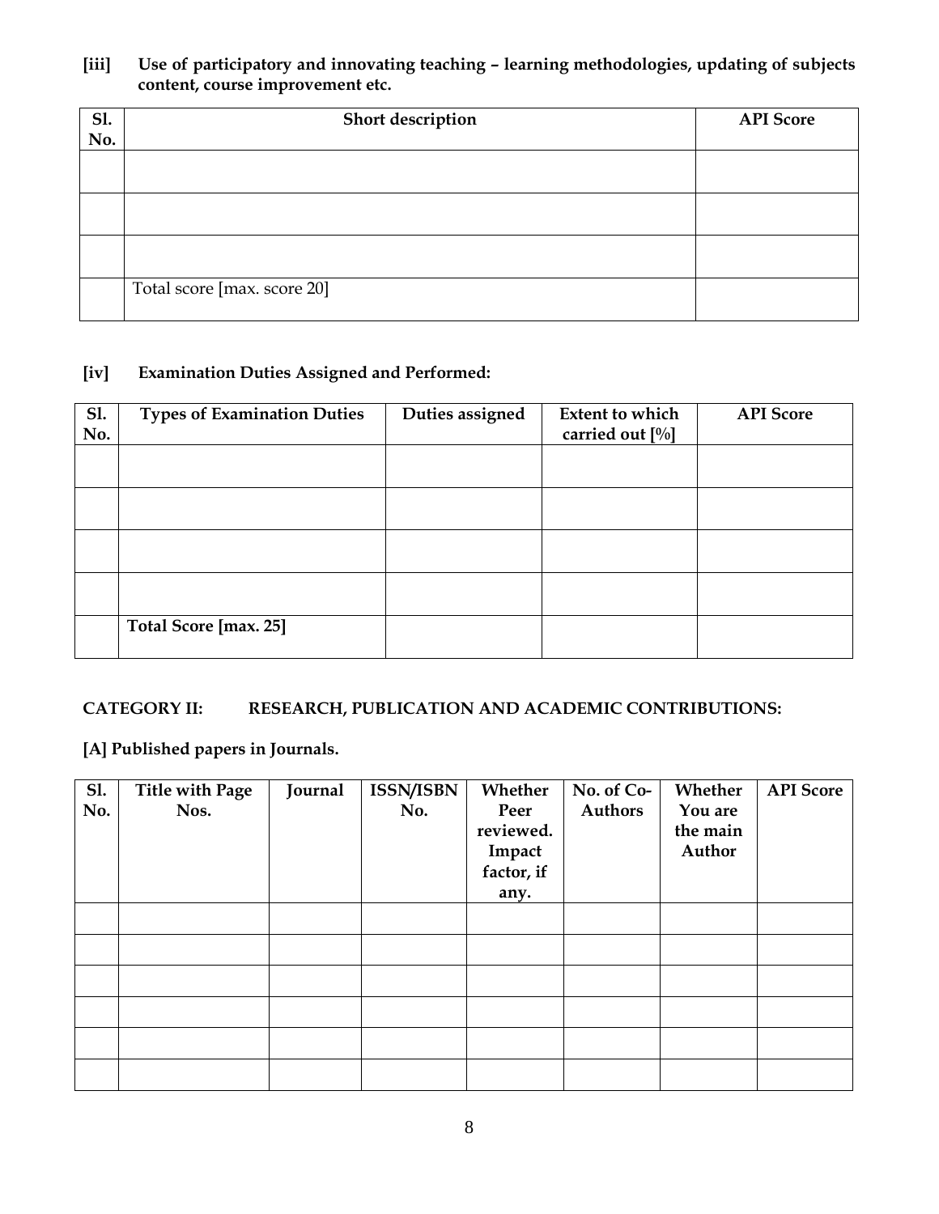**[iii] Use of participatory and innovating teaching – learning methodologies, updating of subjects content, course improvement etc.**

| Sl. No. | Short description | API Score |
|---|---|---|
| | | |
| | | |
| | | |
| | Total score [max. score 20] | |

**[iv] Examination Duties Assigned and Performed:**

| Sl. No. | Types of Examination Duties | Duties assigned | Extent to which carried out [%] | API Score |
|---|---|---|---|---|
| | | | | |
| | | | | |
| | | | | |
| | | | | |
| | **Total Score [max. 25]** | | | |

**CATEGORY II: RESEARCH, PUBLICATION AND ACADEMIC CONTRIBUTIONS:**

**[A] Published papers in Journals.**

| Sl. No. | Title with Page Nos. | Journal | ISSN/ISBN No. | Whether Peer reviewed. Impact factor, if any. | No. of Co-Authors | Whether You are the main Author | API Score |
|---|---|---|---|---|---|---|---|
| | | | | | | | |
| | | | | | | | |
| | | | | | | | |
| | | | | | | | |
| | | | | | | | |
| | | | | | | | |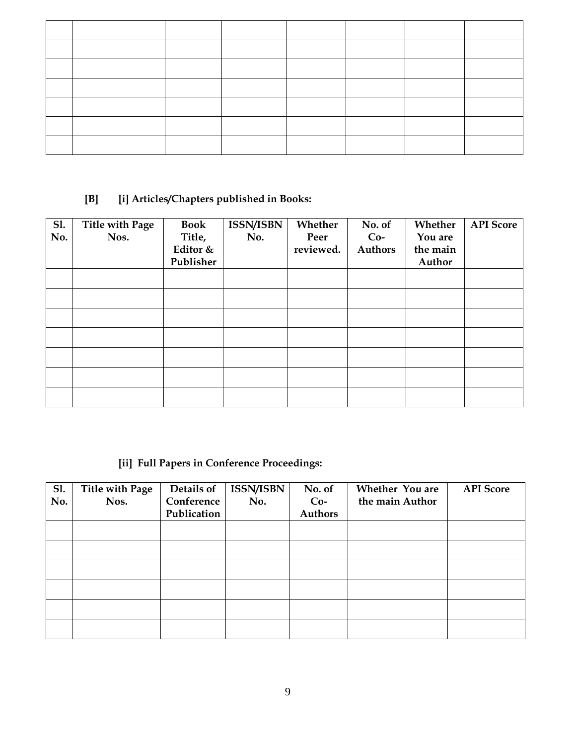| | | | | | | | |
|---|---|---|---|---|---|---|---|
| | | | | | | | |
| | | | | | | | |
| | | | | | | | |
| | | | | | | | |
| | | | | | | | |
| | | | | | | | |
| | | | | | | | |

**[B] [i] Articles/Chapters published in Books:**

| Sl. No. | Title with Page Nos. | Book Title, Editor & Publisher | ISSN/ISBN No. | Whether Peer reviewed. | No. of Co-Authors | Whether You are the main Author | API Score |
|---|---|---|---|---|---|---|---|
| | | | | | | | |
| | | | | | | | |
| | | | | | | | |
| | | | | | | | |
| | | | | | | | |
| | | | | | | | |
| | | | | | | | |

**[ii] Full Papers in Conference Proceedings:**

| Sl. No. | Title with Page Nos. | Details of Conference Publication | ISSN/ISBN No. | No. of Co-Authors | Whether You are the main Author | API Score |
|---|---|---|---|---|---|---|
| | | | | | | |
| | | | | | | |
| | | | | | | |
| | | | | | | |
| | | | | | | |
| | | | | | | |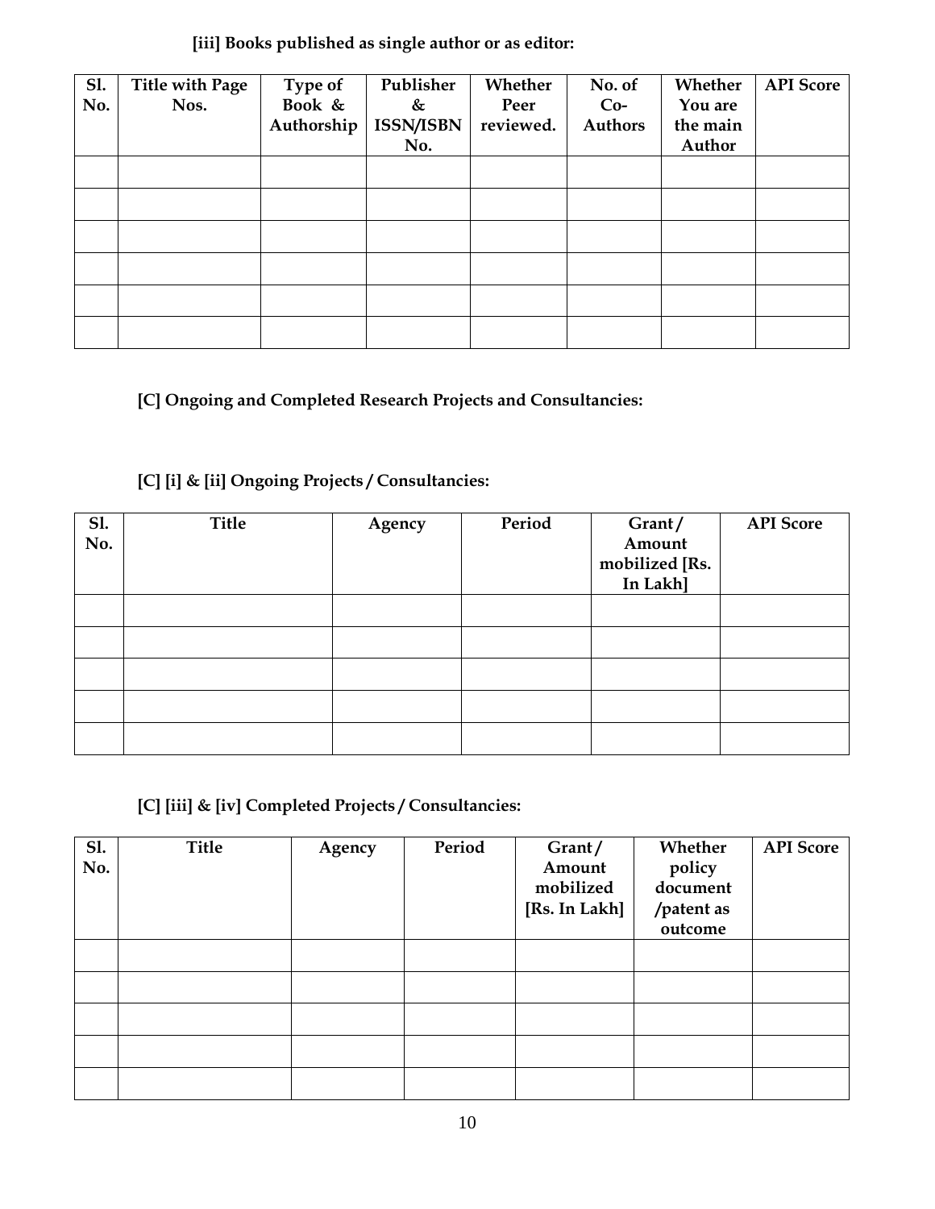**[iii] Books published as single author or as editor:**

| Sl. No. | Title with Page Nos. | Type of Book & Authorship | Publisher & ISSN/ISBN No. | Whether Peer reviewed. | No. of Co-Authors | Whether You are the main Author | API Score |
|---|---|---|---|---|---|---|---|
| | | | | | | | |
| | | | | | | | |
| | | | | | | | |
| | | | | | | | |
| | | | | | | | |
| | | | | | | | |

**[C] Ongoing and Completed Research Projects and Consultancies:**

**[C] [i] & [ii] Ongoing Projects / Consultancies:**

| Sl. No. | Title | Agency | Period | Grant / Amount mobilized [Rs. In Lakh] | API Score |
|---|---|---|---|---|---|
| | | | | | |
| | | | | | |
| | | | | | |
| | | | | | |
| | | | | | |

**[C] [iii] & [iv] Completed Projects / Consultancies:**

| Sl. No. | Title | Agency | Period | Grant / Amount mobilized [Rs. In Lakh] | Whether policy document /patent as outcome | API Score |
|---|---|---|---|---|---|---|
| | | | | | | |
| | | | | | | |
| | | | | | | |
| | | | | | | |
| | | | | | | |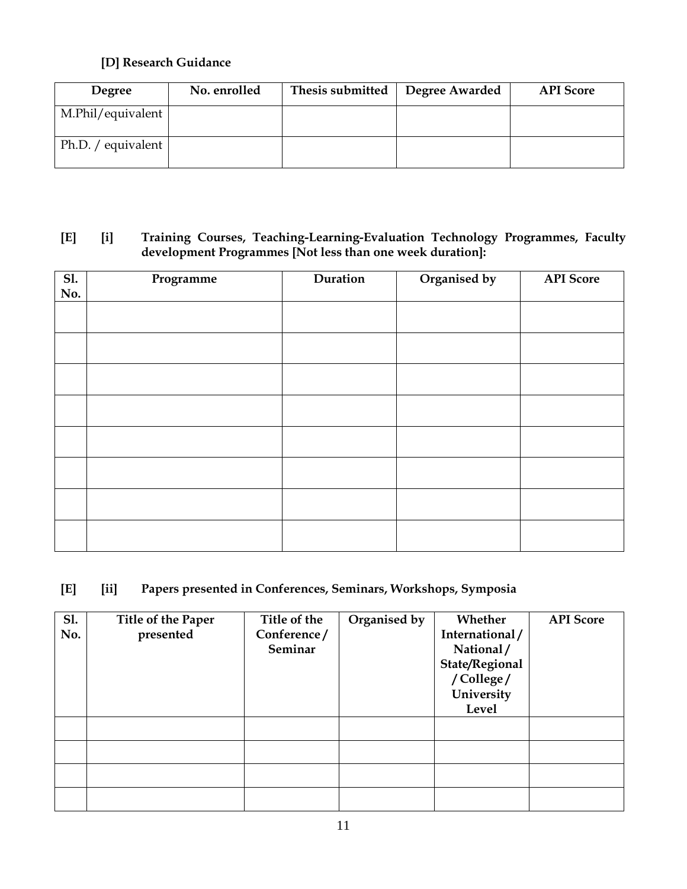**[D] Research Guidance**

| Degree | No. enrolled | Thesis submitted | Degree Awarded | API Score |
|---|---|---|---|---|
| M.Phil/equivalent | | | | |
| Ph.D. / equivalent | | | | |

**[E] [i] Training Courses, Teaching-Learning-Evaluation Technology Programmes, Faculty development Programmes [Not less than one week duration]:**

| Sl. No. | Programme | Duration | Organised by | API Score |
|---|---|---|---|---|
| | | | | |
| | | | | |
| | | | | |
| | | | | |
| | | | | |
| | | | | |
| | | | | |
| | | | | |

**[E] [ii] Papers presented in Conferences, Seminars, Workshops, Symposia**

| Sl. No. | Title of the Paper presented | Title of the Conference / Seminar | Organised by | Whether International / National / State/Regional / College / University Level | API Score |
|---|---|---|---|---|---|
| | | | | | |
| | | | | | |
| | | | | | |
| | | | | | |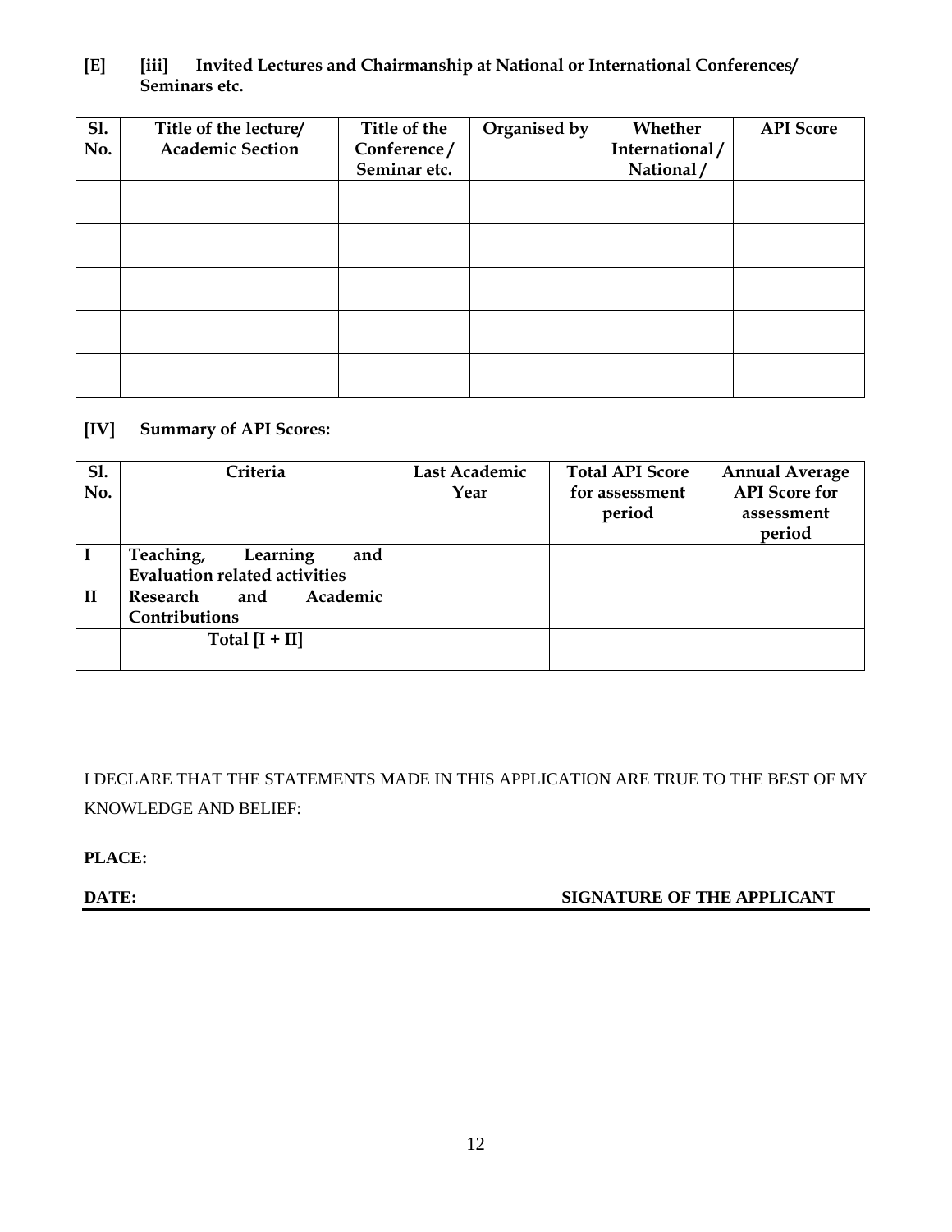**[E] [iii] Invited Lectures and Chairmanship at National or International Conferences/ Seminars etc.**

| Sl. No. | Title of the lecture/ Academic Section | Title of the Conference / Seminar etc. | Organised by | Whether International / National / | API Score |
|---|---|---|---|---|---|
| | | | | | |
| | | | | | |
| | | | | | |
| | | | | | |
| | | | | | |

**[IV] Summary of API Scores:**

| Sl. No. | Criteria | Last Academic Year | Total API Score for assessment period | Annual Average API Score for assessment period |
|---|---|---|---|---|
| I | Teaching, Learning and Evaluation related activities | | | |
| II | Research and Academic Contributions | | | |
| | Total [I + II] | | | |

I DECLARE THAT THE STATEMENTS MADE IN THIS APPLICATION ARE TRUE TO THE BEST OF MY KNOWLEDGE AND BELIEF:

**PLACE:**

**DATE:** **SIGNATURE OF THE APPLICANT**